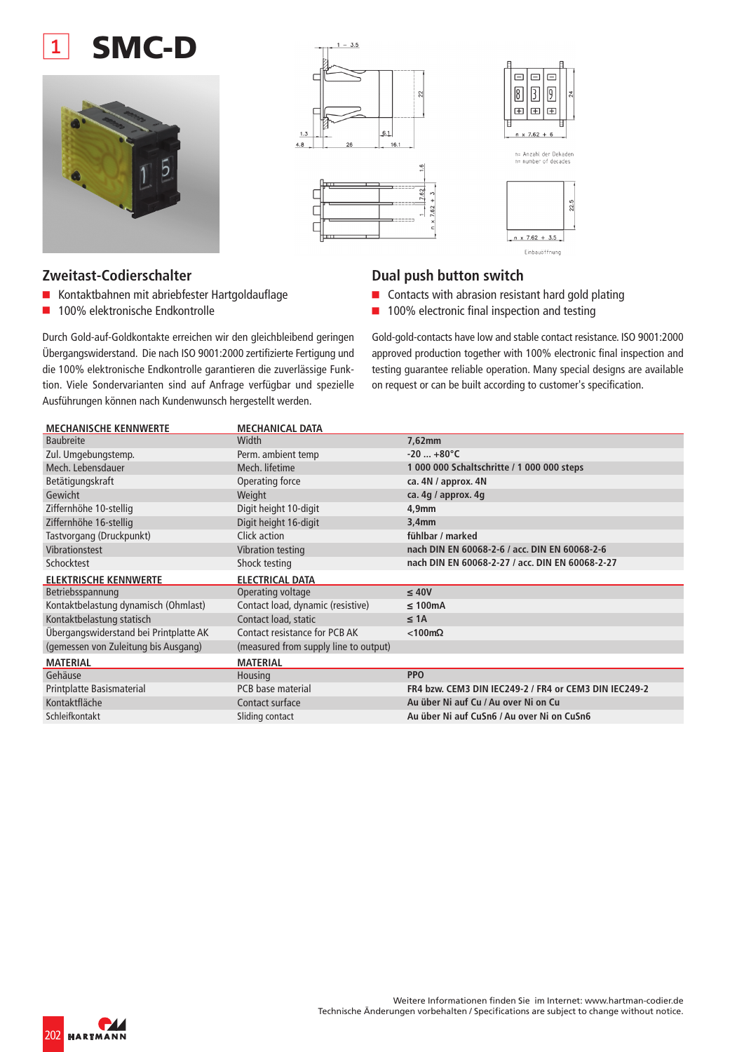# 1 SMC-D

n= Anzahl der Dekaden
n= number of decades

Einbauöffnung

## Zweitast-Codierschalter

- Kontaktbahnen mit abriebfester Hartgoldauflage
- 100% elektronische Endkontrolle

Durch Gold-auf-Goldkontakte erreichen wir den gleichbleibend geringen Übergangswiderstand. Die nach ISO 9001:2000 zertifizierte Fertigung und die 100% elektronische Endkontrolle garantieren die zuverlässige Funktion. Viele Sondervarianten sind auf Anfrage verfügbar und spezielle Ausführungen können nach Kundenwunsch hergestellt werden.

## Dual push button switch

- Contacts with abrasion resistant hard gold plating
- 100% electronic final inspection and testing

Gold-gold-contacts have low and stable contact resistance. ISO 9001:2000 approved production together with 100% electronic final inspection and testing guarantee reliable operation. Many special designs are available on request or can be built according to customer's specification.

| MECHANISCHE KENNWERTE | MECHANICAL DATA | |
|---|---|---|
| Baubreite | Width | **7,62mm** |
| Zul. Umgebungstemp. | Perm. ambient temp | **-20 ... +80°C** |
| Mech. Lebensdauer | Mech. lifetime | **1 000 000 Schaltschritte / 1 000 000 steps** |
| Betätigungskraft | Operating force | **ca. 4N / approx. 4N** |
| Gewicht | Weight | **ca. 4g / approx. 4g** |
| Ziffernhöhe 10-stellig | Digit height 10-digit | **4,9mm** |
| Ziffernhöhe 16-stellig | Digit height 16-digit | **3,4mm** |
| Tastvorgang (Druckpunkt) | Click action | **fühlbar / marked** |
| Vibrationstest | Vibration testing | **nach DIN EN 60068-2-6 / acc. DIN EN 60068-2-6** |
| Schocktest | Shock testing | **nach DIN EN 60068-2-27 / acc. DIN EN 60068-2-27** |
| **ELEKTRISCHE KENNWERTE** | **ELECTRICAL DATA** | |
| Betriebsspannung | Operating voltage | **≤ 40V** |
| Kontaktbelastung dynamisch (Ohmlast) | Contact load, dynamic (resistive) | **≤ 100mA** |
| Kontaktbelastung statisch | Contact load, static | **≤ 1A** |
| Übergangswiderstand bei Printplatte AK | Contact resistance for PCB AK | **<100mΩ** |
| (gemessen von Zuleitung bis Ausgang) | (measured from supply line to output) | |
| **MATERIAL** | **MATERIAL** | |
| Gehäuse | Housing | **PPO** |
| Printplatte Basismaterial | PCB base material | **FR4 bzw. CEM3 DIN IEC249-2 / FR4 or CEM3 DIN IEC249-2** |
| Kontaktfläche | Contact surface | **Au über Ni auf Cu / Au over Ni on Cu** |
| Schleifkontakt | Sliding contact | **Au über Ni auf CuSn6 / Au over Ni on CuSn6** |

Weitere Informationen finden Sie im Internet: www.hartman-codier.de
Technische Änderungen vorbehalten / Specifications are subject to change without notice.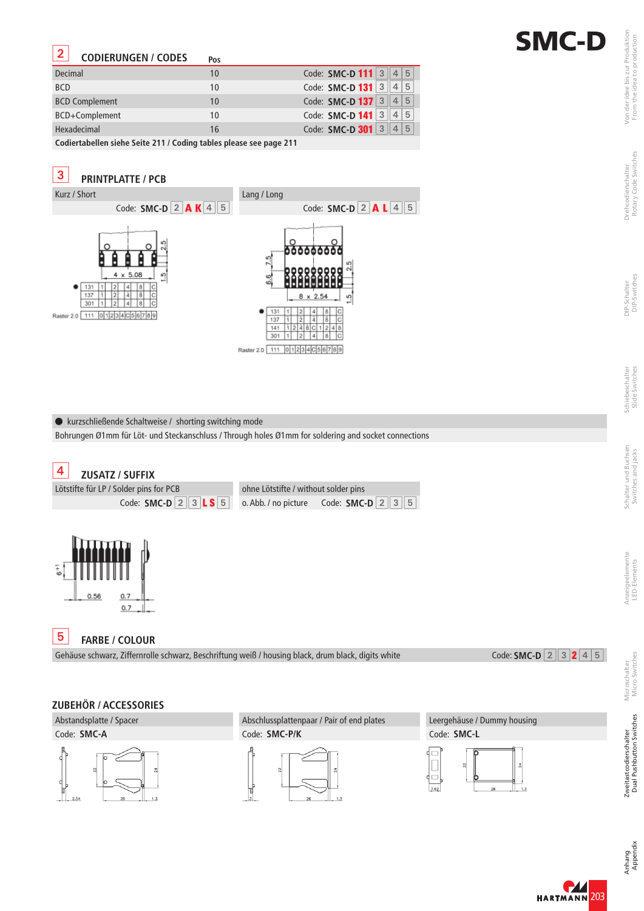# SMC-D

## 2 CODIERUNGEN / CODES

| | Pos | |
|---|---|---|
| Decimal | 10 | Code: **SMC-D 111** 3 4 5 |
| BCD | 10 | Code: **SMC-D 131** 3 4 5 |
| BCD Complement | 10 | Code: **SMC-D 137** 3 4 5 |
| BCD+Complement | 10 | Code: **SMC-D 141** 3 4 5 |
| Hexadecimal | 16 | Code: **SMC-D 301** 3 4 5 |

**Codiertabellen siehe Seite 211 / Coding tables please see page 211**

## 3 PRINTPLATTE / PCB

| Kurz / Short | Lang / Long |
|---|---|
| Code: **SMC-D** 2 **A K** 4 5 | Code: **SMC-D** 2 **A L** 4 5 |

● kurzschließende Schaltweise / shorting switching mode

Bohrungen Ø1mm für Löt- und Steckanschluss / Through holes Ø1mm for soldering and socket connections

## 4 ZUSATZ / SUFFIX

| Lötstifte für LP / Solder pins for PCB | ohne Lötstifte / without solder pins |
|---|---|
| Code: **SMC-D** 2 3 **L S** 5 | o. Abb. / no picture Code: **SMC-D** 2 3 5 |

## 5 FARBE / COLOUR

Gehäuse schwarz, Ziffernrolle schwarz, Beschriftung weiß / housing black, drum black, digits white — Code: **SMC-D** 2 3 **2** 4 5

## ZUBEHÖR / ACCESSORIES

| Abstandsplatte / Spacer | Abschlussplattenpaar / Pair of end plates | Leergehäuse / Dummy housing |
|---|---|---|
| Code: **SMC-A** | Code: **SMC-P/K** | Code: **SMC-L** |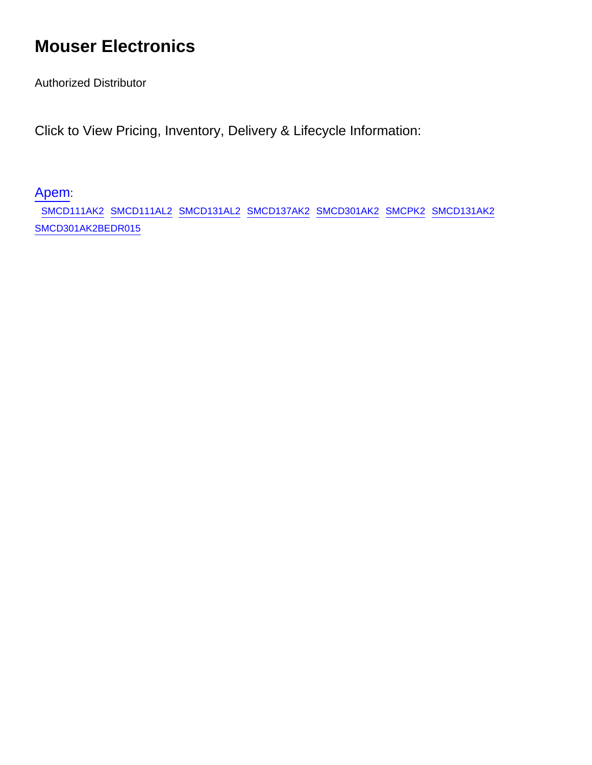# Mouser Electronics

Authorized Distributor

Click to View Pricing, Inventory, Delivery & Lifecycle Information:

Apem:

SMCD111AK2 SMCD111AL2 SMCD131AL2 SMCD137AK2 SMCD301AK2 SMCPK2 SMCD131AK2 SMCD301AK2BEDR015